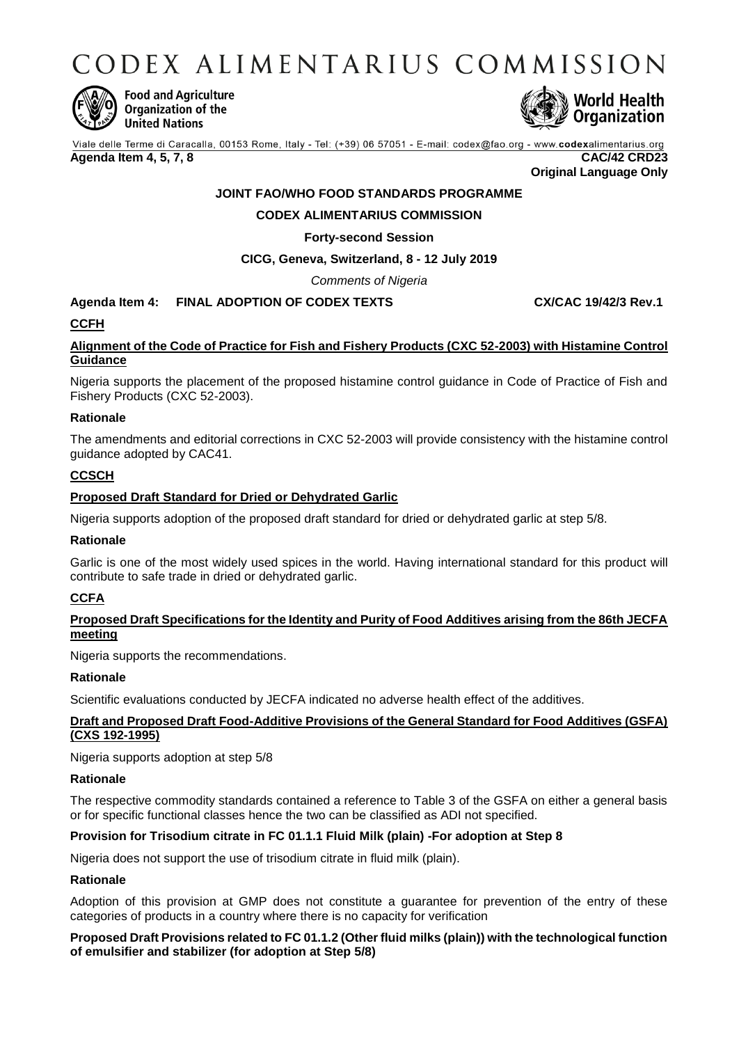# CODEX ALIMENTARIUS COMMISSION

Food and Agriculture Organization of the United Nations

World Health Organization

Viale delle Terme di Caracalla, 00153 Rome, Italy - Tel: (+39) 06 57051 - E-mail: codex@fao.org - www.codexalimentarius.org

**Agenda Item 4, 5, 7, 8** **CAC/42 CRD23**

**Original Language Only**

**JOINT FAO/WHO FOOD STANDARDS PROGRAMME**

**CODEX ALIMENTARIUS COMMISSION**

**Forty-second Session**

**CICG, Geneva, Switzerland, 8 - 12 July 2019**

*Comments of Nigeria*

**Agenda Item 4: FINAL ADOPTION OF CODEX TEXTS** **CX/CAC 19/42/3 Rev.1**

**CCFH**

**Alignment of the Code of Practice for Fish and Fishery Products (CXC 52-2003) with Histamine Control Guidance**

Nigeria supports the placement of the proposed histamine control guidance in Code of Practice of Fish and Fishery Products (CXC 52-2003).

**Rationale**

The amendments and editorial corrections in CXC 52-2003 will provide consistency with the histamine control guidance adopted by CAC41.

**CCSCH**

**Proposed Draft Standard for Dried or Dehydrated Garlic**

Nigeria supports adoption of the proposed draft standard for dried or dehydrated garlic at step 5/8.

**Rationale**

Garlic is one of the most widely used spices in the world. Having international standard for this product will contribute to safe trade in dried or dehydrated garlic.

**CCFA**

**Proposed Draft Specifications for the Identity and Purity of Food Additives arising from the 86th JECFA meeting**

Nigeria supports the recommendations.

**Rationale**

Scientific evaluations conducted by JECFA indicated no adverse health effect of the additives.

**Draft and Proposed Draft Food-Additive Provisions of the General Standard for Food Additives (GSFA) (CXS 192-1995)**

Nigeria supports adoption at step 5/8

**Rationale**

The respective commodity standards contained a reference to Table 3 of the GSFA on either a general basis or for specific functional classes hence the two can be classified as ADI not specified.

**Provision for Trisodium citrate in FC 01.1.1 Fluid Milk (plain) -For adoption at Step 8**

Nigeria does not support the use of trisodium citrate in fluid milk (plain).

**Rationale**

Adoption of this provision at GMP does not constitute a guarantee for prevention of the entry of these categories of products in a country where there is no capacity for verification

**Proposed Draft Provisions related to FC 01.1.2 (Other fluid milks (plain)) with the technological function of emulsifier and stabilizer (for adoption at Step 5/8)**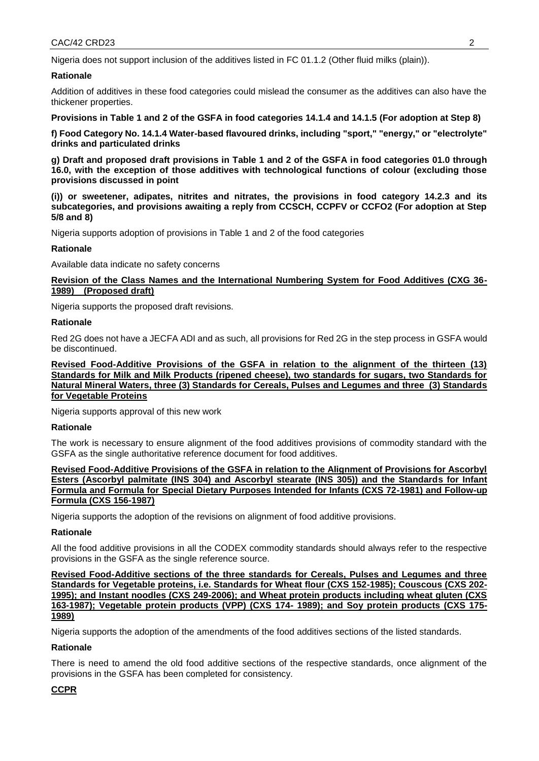Nigeria does not support inclusion of the additives listed in FC 01.1.2 (Other fluid milks (plain)).

**Rationale**

Addition of additives in these food categories could mislead the consumer as the additives can also have the thickener properties.

**Provisions in Table 1 and 2 of the GSFA in food categories 14.1.4 and 14.1.5 (For adoption at Step 8)**

**f) Food Category No. 14.1.4 Water-based flavoured drinks, including "sport," "energy," or "electrolyte" drinks and particulated drinks**

**g) Draft and proposed draft provisions in Table 1 and 2 of the GSFA in food categories 01.0 through 16.0, with the exception of those additives with technological functions of colour (excluding those provisions discussed in point**

**(i)) or sweetener, adipates, nitrites and nitrates, the provisions in food category 14.2.3 and its subcategories, and provisions awaiting a reply from CCSCH, CCPFV or CCFO2 (For adoption at Step 5/8 and 8)**

Nigeria supports adoption of provisions in Table 1 and 2 of the food categories

**Rationale**

Available data indicate no safety concerns

**Revision of the Class Names and the International Numbering System for Food Additives (CXG 36-1989) (Proposed draft)**

Nigeria supports the proposed draft revisions.

**Rationale**

Red 2G does not have a JECFA ADI and as such, all provisions for Red 2G in the step process in GSFA would be discontinued.

**Revised Food-Additive Provisions of the GSFA in relation to the alignment of the thirteen (13) Standards for Milk and Milk Products (ripened cheese), two standards for sugars, two Standards for Natural Mineral Waters, three (3) Standards for Cereals, Pulses and Legumes and three (3) Standards for Vegetable Proteins**

Nigeria supports approval of this new work

**Rationale**

The work is necessary to ensure alignment of the food additives provisions of commodity standard with the GSFA as the single authoritative reference document for food additives.

**Revised Food-Additive Provisions of the GSFA in relation to the Alignment of Provisions for Ascorbyl Esters (Ascorbyl palmitate (INS 304) and Ascorbyl stearate (INS 305)) and the Standards for Infant Formula and Formula for Special Dietary Purposes Intended for Infants (CXS 72-1981) and Follow-up Formula (CXS 156-1987)**

Nigeria supports the adoption of the revisions on alignment of food additive provisions.

**Rationale**

All the food additive provisions in all the CODEX commodity standards should always refer to the respective provisions in the GSFA as the single reference source.

**Revised Food-Additive sections of the three standards for Cereals, Pulses and Legumes and three Standards for Vegetable proteins, i.e. Standards for Wheat flour (CXS 152-1985); Couscous (CXS 202-1995); and Instant noodles (CXS 249-2006); and Wheat protein products including wheat gluten (CXS 163-1987); Vegetable protein products (VPP) (CXS 174- 1989); and Soy protein products (CXS 175-1989)**

Nigeria supports the adoption of the amendments of the food additives sections of the listed standards.

**Rationale**

There is need to amend the old food additive sections of the respective standards, once alignment of the provisions in the GSFA has been completed for consistency.

**CCPR**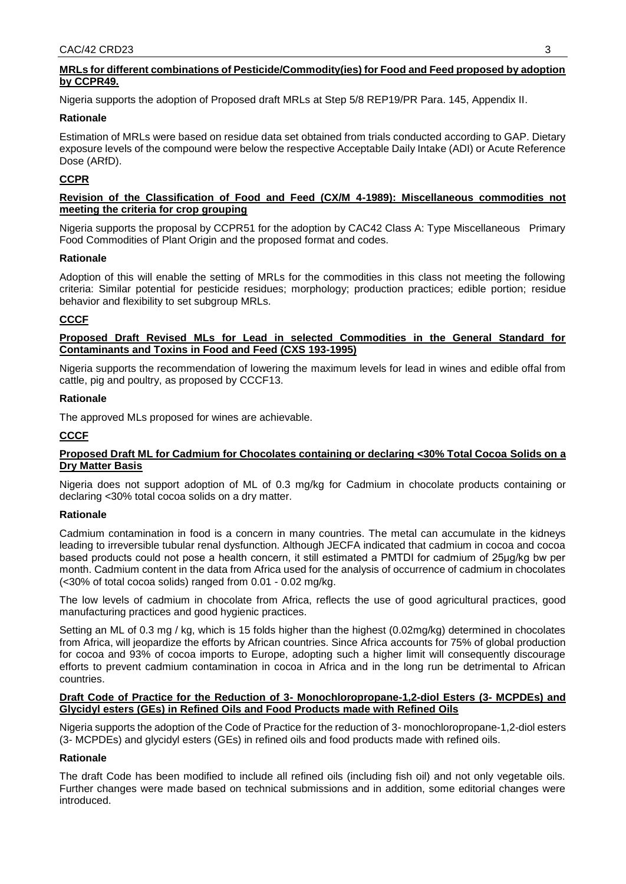**MRLs for different combinations of Pesticide/Commodity(ies) for Food and Feed proposed by adoption by CCPR49.**

Nigeria supports the adoption of Proposed draft MRLs at Step 5/8 REP19/PR Para. 145, Appendix II.

**Rationale**

Estimation of MRLs were based on residue data set obtained from trials conducted according to GAP. Dietary exposure levels of the compound were below the respective Acceptable Daily Intake (ADI) or Acute Reference Dose (ARfD).

**CCPR**

**Revision of the Classification of Food and Feed (CX/M 4-1989): Miscellaneous commodities not meeting the criteria for crop grouping**

Nigeria supports the proposal by CCPR51 for the adoption by CAC42 Class A: Type Miscellaneous Primary Food Commodities of Plant Origin and the proposed format and codes.

**Rationale**

Adoption of this will enable the setting of MRLs for the commodities in this class not meeting the following criteria: Similar potential for pesticide residues; morphology; production practices; edible portion; residue behavior and flexibility to set subgroup MRLs.

**CCCF**

**Proposed Draft Revised MLs for Lead in selected Commodities in the General Standard for Contaminants and Toxins in Food and Feed (CXS 193-1995)**

Nigeria supports the recommendation of lowering the maximum levels for lead in wines and edible offal from cattle, pig and poultry, as proposed by CCCF13.

**Rationale**

The approved MLs proposed for wines are achievable.

**CCCF**

**Proposed Draft ML for Cadmium for Chocolates containing or declaring <30% Total Cocoa Solids on a Dry Matter Basis**

Nigeria does not support adoption of ML of 0.3 mg/kg for Cadmium in chocolate products containing or declaring <30% total cocoa solids on a dry matter.

**Rationale**

Cadmium contamination in food is a concern in many countries. The metal can accumulate in the kidneys leading to irreversible tubular renal dysfunction. Although JECFA indicated that cadmium in cocoa and cocoa based products could not pose a health concern, it still estimated a PMTDI for cadmium of 25µg/kg bw per month. Cadmium content in the data from Africa used for the analysis of occurrence of cadmium in chocolates (<30% of total cocoa solids) ranged from 0.01 - 0.02 mg/kg.

The low levels of cadmium in chocolate from Africa, reflects the use of good agricultural practices, good manufacturing practices and good hygienic practices.

Setting an ML of 0.3 mg / kg, which is 15 folds higher than the highest (0.02mg/kg) determined in chocolates from Africa, will jeopardize the efforts by African countries. Since Africa accounts for 75% of global production for cocoa and 93% of cocoa imports to Europe, adopting such a higher limit will consequently discourage efforts to prevent cadmium contamination in cocoa in Africa and in the long run be detrimental to African countries.

**Draft Code of Practice for the Reduction of 3- Monochloropropane-1,2-diol Esters (3- MCPDEs) and Glycidyl esters (GEs) in Refined Oils and Food Products made with Refined Oils**

Nigeria supports the adoption of the Code of Practice for the reduction of 3- monochloropropane-1,2-diol esters (3- MCPDEs) and glycidyl esters (GEs) in refined oils and food products made with refined oils.

**Rationale**

The draft Code has been modified to include all refined oils (including fish oil) and not only vegetable oils. Further changes were made based on technical submissions and in addition, some editorial changes were introduced.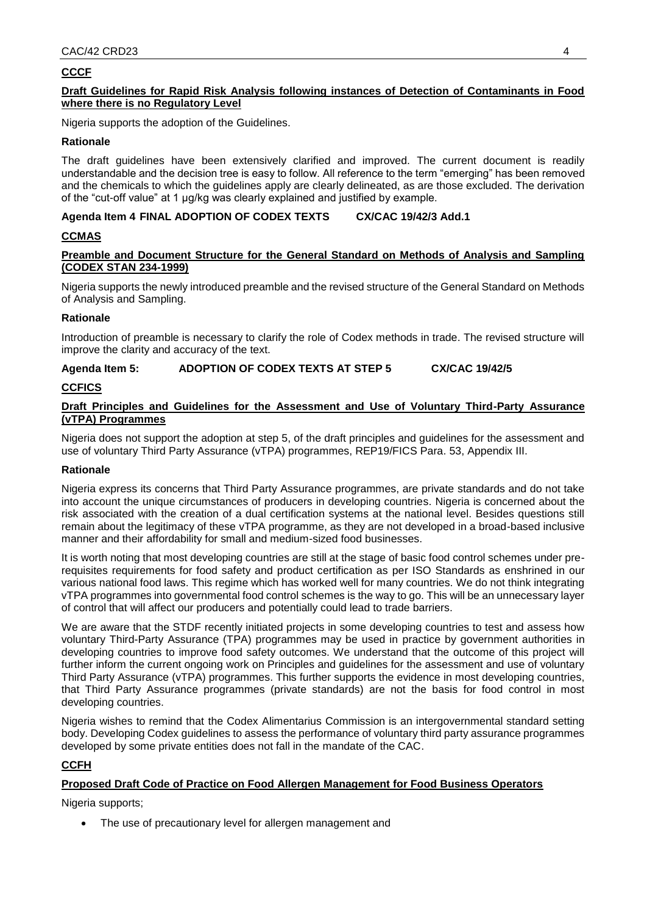**CCCF**

**Draft Guidelines for Rapid Risk Analysis following instances of Detection of Contaminants in Food where there is no Regulatory Level**

Nigeria supports the adoption of the Guidelines.

**Rationale**

The draft guidelines have been extensively clarified and improved. The current document is readily understandable and the decision tree is easy to follow. All reference to the term "emerging" has been removed and the chemicals to which the guidelines apply are clearly delineated, as are those excluded. The derivation of the "cut-off value" at 1 µg/kg was clearly explained and justified by example.

**Agenda Item 4 FINAL ADOPTION OF CODEX TEXTS CX/CAC 19/42/3 Add.1**

**CCMAS**

**Preamble and Document Structure for the General Standard on Methods of Analysis and Sampling (CODEX STAN 234-1999)**

Nigeria supports the newly introduced preamble and the revised structure of the General Standard on Methods of Analysis and Sampling.

**Rationale**

Introduction of preamble is necessary to clarify the role of Codex methods in trade. The revised structure will improve the clarity and accuracy of the text.

**Agenda Item 5: ADOPTION OF CODEX TEXTS AT STEP 5 CX/CAC 19/42/5**

**CCFICS**

**Draft Principles and Guidelines for the Assessment and Use of Voluntary Third-Party Assurance (vTPA) Programmes**

Nigeria does not support the adoption at step 5, of the draft principles and guidelines for the assessment and use of voluntary Third Party Assurance (vTPA) programmes, REP19/FICS Para. 53, Appendix III.

**Rationale**

Nigeria express its concerns that Third Party Assurance programmes, are private standards and do not take into account the unique circumstances of producers in developing countries. Nigeria is concerned about the risk associated with the creation of a dual certification systems at the national level. Besides questions still remain about the legitimacy of these vTPA programme, as they are not developed in a broad-based inclusive manner and their affordability for small and medium-sized food businesses.

It is worth noting that most developing countries are still at the stage of basic food control schemes under pre-requisites requirements for food safety and product certification as per ISO Standards as enshrined in our various national food laws. This regime which has worked well for many countries. We do not think integrating vTPA programmes into governmental food control schemes is the way to go. This will be an unnecessary layer of control that will affect our producers and potentially could lead to trade barriers.

We are aware that the STDF recently initiated projects in some developing countries to test and assess how voluntary Third-Party Assurance (TPA) programmes may be used in practice by government authorities in developing countries to improve food safety outcomes. We understand that the outcome of this project will further inform the current ongoing work on Principles and guidelines for the assessment and use of voluntary Third Party Assurance (vTPA) programmes. This further supports the evidence in most developing countries, that Third Party Assurance programmes (private standards) are not the basis for food control in most developing countries.

Nigeria wishes to remind that the Codex Alimentarius Commission is an intergovernmental standard setting body. Developing Codex guidelines to assess the performance of voluntary third party assurance programmes developed by some private entities does not fall in the mandate of the CAC.

**CCFH**

**Proposed Draft Code of Practice on Food Allergen Management for Food Business Operators**

Nigeria supports;

- The use of precautionary level for allergen management and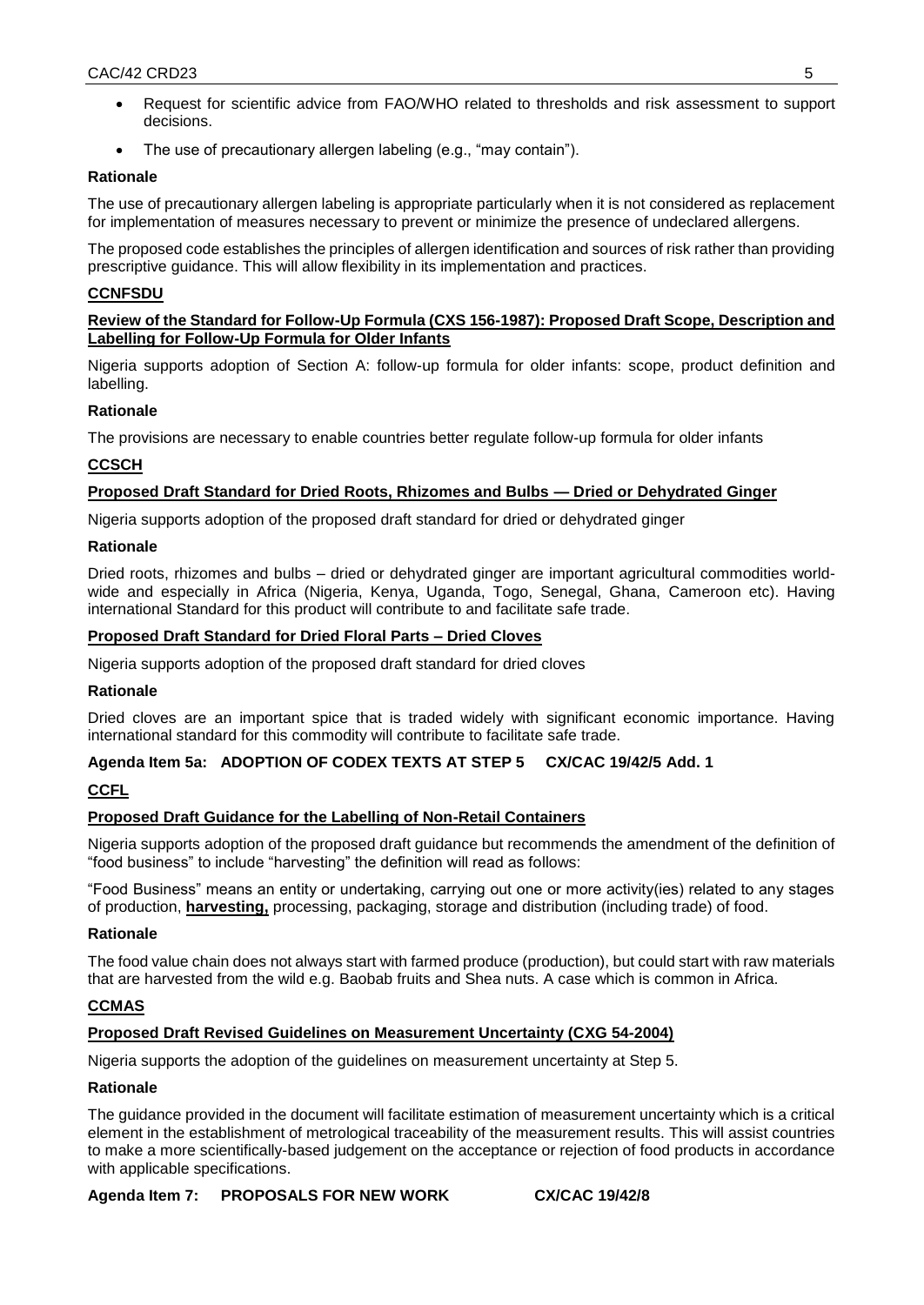- Request for scientific advice from FAO/WHO related to thresholds and risk assessment to support decisions.
- The use of precautionary allergen labeling (e.g., "may contain").

**Rationale**

The use of precautionary allergen labeling is appropriate particularly when it is not considered as replacement for implementation of measures necessary to prevent or minimize the presence of undeclared allergens.

The proposed code establishes the principles of allergen identification and sources of risk rather than providing prescriptive guidance. This will allow flexibility in its implementation and practices.

**CCNFSDU**

**Review of the Standard for Follow-Up Formula (CXS 156-1987): Proposed Draft Scope, Description and Labelling for Follow-Up Formula for Older Infants**

Nigeria supports adoption of Section A: follow-up formula for older infants: scope, product definition and labelling.

**Rationale**

The provisions are necessary to enable countries better regulate follow-up formula for older infants

**CCSCH**

**Proposed Draft Standard for Dried Roots, Rhizomes and Bulbs — Dried or Dehydrated Ginger**

Nigeria supports adoption of the proposed draft standard for dried or dehydrated ginger

**Rationale**

Dried roots, rhizomes and bulbs – dried or dehydrated ginger are important agricultural commodities world-wide and especially in Africa (Nigeria, Kenya, Uganda, Togo, Senegal, Ghana, Cameroon etc). Having international Standard for this product will contribute to and facilitate safe trade.

**Proposed Draft Standard for Dried Floral Parts – Dried Cloves**

Nigeria supports adoption of the proposed draft standard for dried cloves

**Rationale**

Dried cloves are an important spice that is traded widely with significant economic importance. Having international standard for this commodity will contribute to facilitate safe trade.

**Agenda Item 5a: ADOPTION OF CODEX TEXTS AT STEP 5 CX/CAC 19/42/5 Add. 1**

**CCFL**

**Proposed Draft Guidance for the Labelling of Non-Retail Containers**

Nigeria supports adoption of the proposed draft guidance but recommends the amendment of the definition of "food business" to include "harvesting" the definition will read as follows:

"Food Business" means an entity or undertaking, carrying out one or more activity(ies) related to any stages of production, **harvesting,** processing, packaging, storage and distribution (including trade) of food.

**Rationale**

The food value chain does not always start with farmed produce (production), but could start with raw materials that are harvested from the wild e.g. Baobab fruits and Shea nuts. A case which is common in Africa.

**CCMAS**

**Proposed Draft Revised Guidelines on Measurement Uncertainty (CXG 54-2004)**

Nigeria supports the adoption of the guidelines on measurement uncertainty at Step 5.

**Rationale**

The guidance provided in the document will facilitate estimation of measurement uncertainty which is a critical element in the establishment of metrological traceability of the measurement results. This will assist countries to make a more scientifically-based judgement on the acceptance or rejection of food products in accordance with applicable specifications.

**Agenda Item 7: PROPOSALS FOR NEW WORK CX/CAC 19/42/8**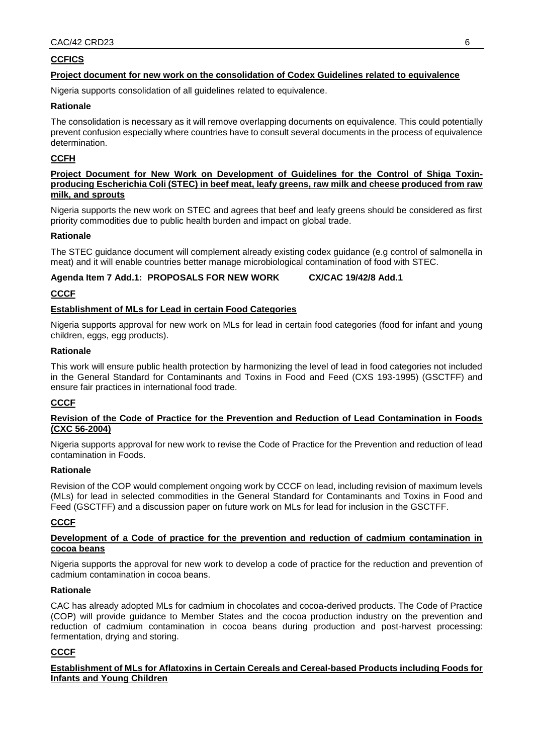**CCFICS**

**Project document for new work on the consolidation of Codex Guidelines related to equivalence**

Nigeria supports consolidation of all guidelines related to equivalence.

**Rationale**

The consolidation is necessary as it will remove overlapping documents on equivalence. This could potentially prevent confusion especially where countries have to consult several documents in the process of equivalence determination.

**CCFH**

**Project Document for New Work on Development of Guidelines for the Control of Shiga Toxin-producing Escherichia Coli (STEC) in beef meat, leafy greens, raw milk and cheese produced from raw milk, and sprouts**

Nigeria supports the new work on STEC and agrees that beef and leafy greens should be considered as first priority commodities due to public health burden and impact on global trade.

**Rationale**

The STEC guidance document will complement already existing codex guidance (e.g control of salmonella in meat) and it will enable countries better manage microbiological contamination of food with STEC.

**Agenda Item 7 Add.1: PROPOSALS FOR NEW WORK CX/CAC 19/42/8 Add.1**

**CCCF**

**Establishment of MLs for Lead in certain Food Categories**

Nigeria supports approval for new work on MLs for lead in certain food categories (food for infant and young children, eggs, egg products).

**Rationale**

This work will ensure public health protection by harmonizing the level of lead in food categories not included in the General Standard for Contaminants and Toxins in Food and Feed (CXS 193-1995) (GSCTFF) and ensure fair practices in international food trade.

**CCCF**

**Revision of the Code of Practice for the Prevention and Reduction of Lead Contamination in Foods (CXC 56-2004)**

Nigeria supports approval for new work to revise the Code of Practice for the Prevention and reduction of lead contamination in Foods.

**Rationale**

Revision of the COP would complement ongoing work by CCCF on lead, including revision of maximum levels (MLs) for lead in selected commodities in the General Standard for Contaminants and Toxins in Food and Feed (GSCTFF) and a discussion paper on future work on MLs for lead for inclusion in the GSCTFF.

**CCCF**

**Development of a Code of practice for the prevention and reduction of cadmium contamination in cocoa beans**

Nigeria supports the approval for new work to develop a code of practice for the reduction and prevention of cadmium contamination in cocoa beans.

**Rationale**

CAC has already adopted MLs for cadmium in chocolates and cocoa-derived products. The Code of Practice (COP) will provide guidance to Member States and the cocoa production industry on the prevention and reduction of cadmium contamination in cocoa beans during production and post-harvest processing: fermentation, drying and storing.

**CCCF**

**Establishment of MLs for Aflatoxins in Certain Cereals and Cereal-based Products including Foods for Infants and Young Children**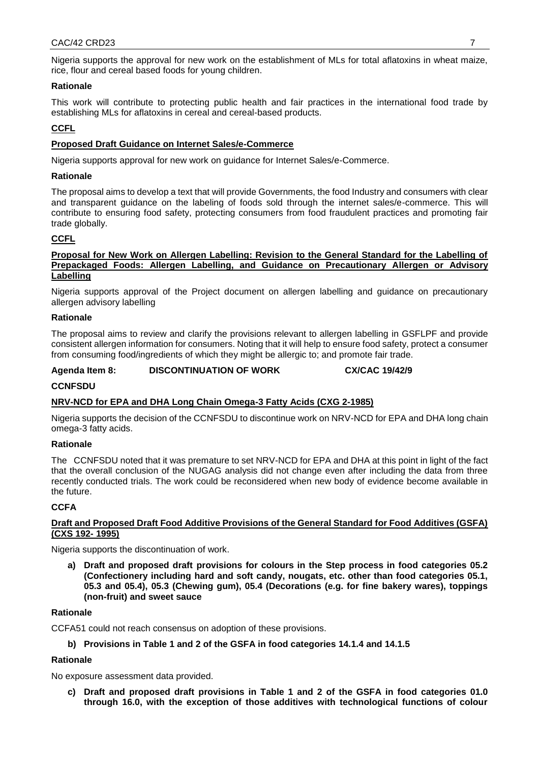Nigeria supports the approval for new work on the establishment of MLs for total aflatoxins in wheat maize, rice, flour and cereal based foods for young children.

**Rationale**

This work will contribute to protecting public health and fair practices in the international food trade by establishing MLs for aflatoxins in cereal and cereal-based products.

**CCFL**

**Proposed Draft Guidance on Internet Sales/e-Commerce**

Nigeria supports approval for new work on guidance for Internet Sales/e-Commerce.

**Rationale**

The proposal aims to develop a text that will provide Governments, the food Industry and consumers with clear and transparent guidance on the labeling of foods sold through the internet sales/e-commerce. This will contribute to ensuring food safety, protecting consumers from food fraudulent practices and promoting fair trade globally.

**CCFL**

**Proposal for New Work on Allergen Labelling: Revision to the General Standard for the Labelling of Prepackaged Foods: Allergen Labelling, and Guidance on Precautionary Allergen or Advisory Labelling**

Nigeria supports approval of the Project document on allergen labelling and guidance on precautionary allergen advisory labelling

**Rationale**

The proposal aims to review and clarify the provisions relevant to allergen labelling in GSFLPF and provide consistent allergen information for consumers. Noting that it will help to ensure food safety, protect a consumer from consuming food/ingredients of which they might be allergic to; and promote fair trade.

**Agenda Item 8: DISCONTINUATION OF WORK CX/CAC 19/42/9**

**CCNFSDU**

**NRV-NCD for EPA and DHA Long Chain Omega-3 Fatty Acids (CXG 2-1985)**

Nigeria supports the decision of the CCNFSDU to discontinue work on NRV-NCD for EPA and DHA long chain omega-3 fatty acids.

**Rationale**

The CCNFSDU noted that it was premature to set NRV-NCD for EPA and DHA at this point in light of the fact that the overall conclusion of the NUGAG analysis did not change even after including the data from three recently conducted trials. The work could be reconsidered when new body of evidence become available in the future.

**CCFA**

**Draft and Proposed Draft Food Additive Provisions of the General Standard for Food Additives (GSFA) (CXS 192- 1995)**

Nigeria supports the discontinuation of work.

a) **Draft and proposed draft provisions for colours in the Step process in food categories 05.2 (Confectionery including hard and soft candy, nougats, etc. other than food categories 05.1, 05.3 and 05.4), 05.3 (Chewing gum), 05.4 (Decorations (e.g. for fine bakery wares), toppings (non-fruit) and sweet sauce**

**Rationale**

CCFA51 could not reach consensus on adoption of these provisions.

b) **Provisions in Table 1 and 2 of the GSFA in food categories 14.1.4 and 14.1.5**

**Rationale**

No exposure assessment data provided.

c) **Draft and proposed draft provisions in Table 1 and 2 of the GSFA in food categories 01.0 through 16.0, with the exception of those additives with technological functions of colour**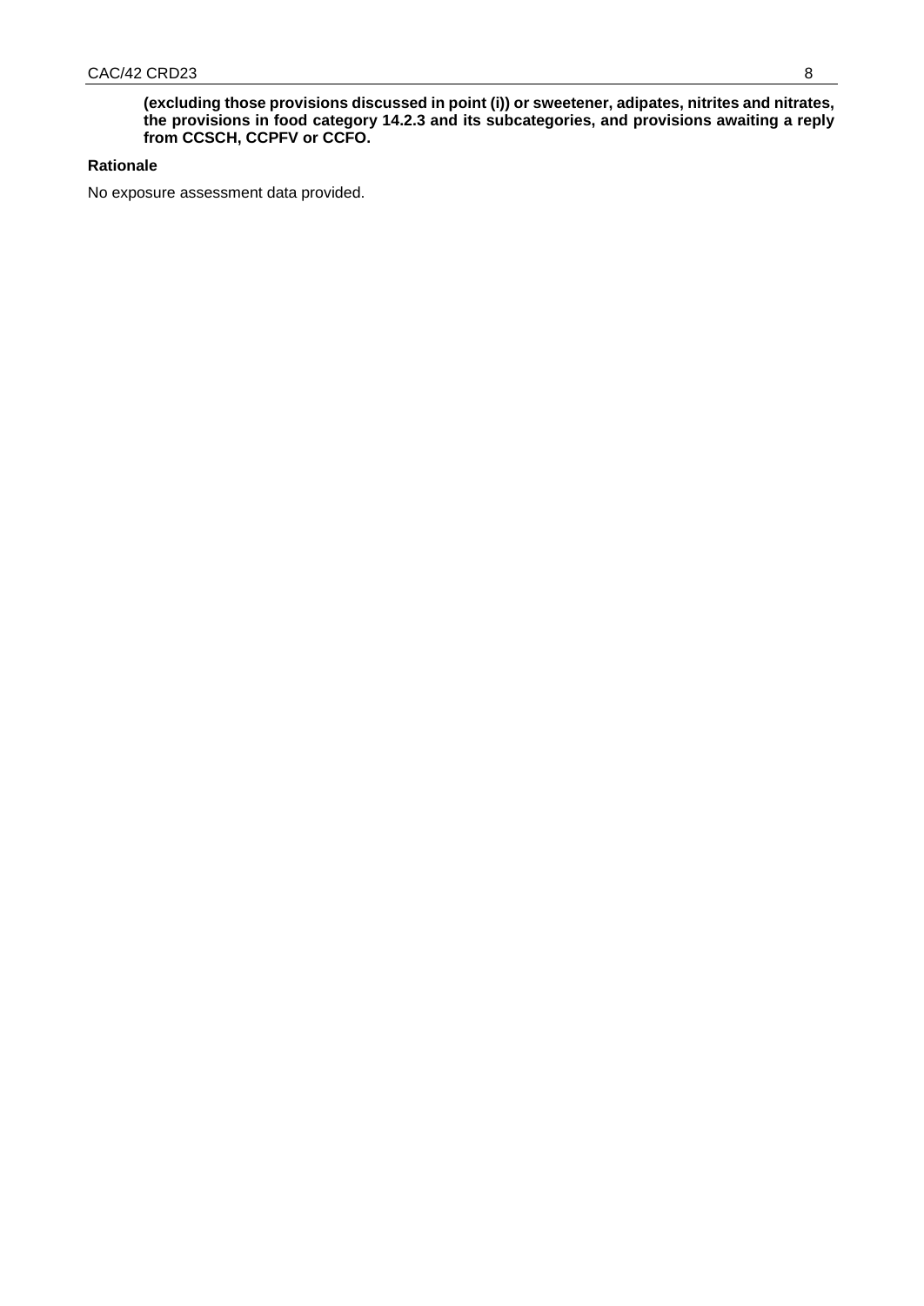**(excluding those provisions discussed in point (i)) or sweetener, adipates, nitrites and nitrates, the provisions in food category 14.2.3 and its subcategories, and provisions awaiting a reply from CCSCH, CCPFV or CCFO.**

**Rationale**

No exposure assessment data provided.